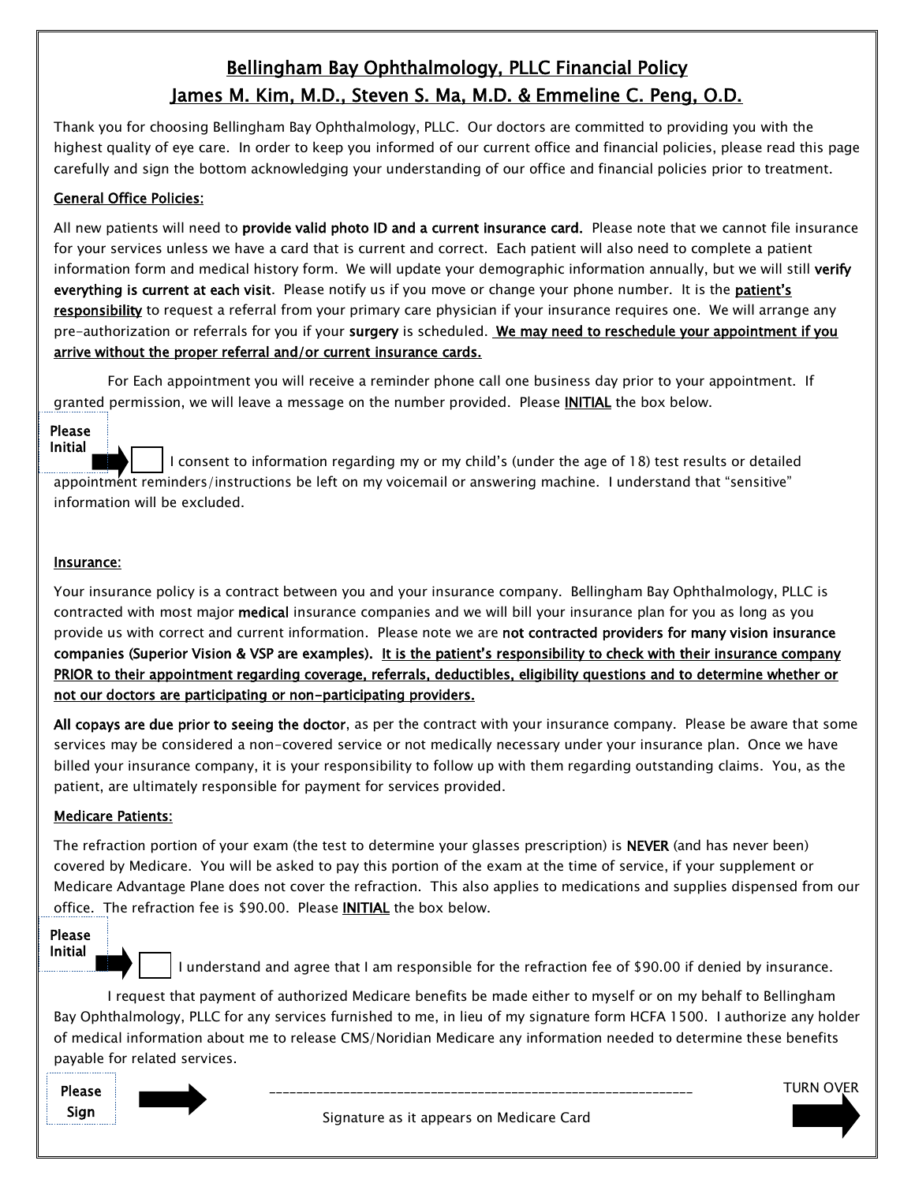# Bellingham Bay Ophthalmology, PLLC Financial Policy

## James M. Kim, M.D., Steven S. Ma, M.D. & Emmeline C. Peng, O.D.

Thank you for choosing Bellingham Bay Ophthalmology, PLLC. Our doctors are committed to providing you with the highest quality of eye care. In order to keep you informed of our current office and financial policies, please read this page carefully and sign the bottom acknowledging your understanding of our office and financial policies prior to treatment.

### General Office Policies:

All new patients will need to **provide valid photo ID and a current insurance card.** Please note that we cannot file insurance for your services unless we have a card that is current and correct. Each patient will also need to complete a patient information form and medical history form. We will update your demographic information annually, but we will still **verify everything is current at each visit**. Please notify us if you move or change your phone number. It is the **patient's responsibility** to request a referral from your primary care physician if your insurance requires one. We will arrange any pre-authorization or referrals for you if your **surgery** is scheduled. **We may need to reschedule your appointment if you arrive without the proper referral and/or current insurance cards.**

For Each appointment you will receive a reminder phone call one business day prior to your appointment. If granted permission, we will leave a message on the number provided. Please **INITIAL** the box below.

**Please Initial** ➡ ☐ I consent to information regarding my or my child's (under the age of 18) test results or detailed appointment reminders/instructions be left on my voicemail or answering machine. I understand that "sensitive" information will be excluded.

### Insurance:

Your insurance policy is a contract between you and your insurance company. Bellingham Bay Ophthalmology, PLLC is contracted with most major **medical** insurance companies and we will bill your insurance plan for you as long as you provide us with correct and current information. Please note we are **not contracted providers for many vision insurance companies (Superior Vision & VSP are examples). It is the patient's responsibility to check with their insurance company PRIOR to their appointment regarding coverage, referrals, deductibles, eligibility questions and to determine whether or not our doctors are participating or non-participating providers.**

**All copays are due prior to seeing the doctor**, as per the contract with your insurance company. Please be aware that some services may be considered a non-covered service or not medically necessary under your insurance plan. Once we have billed your insurance company, it is your responsibility to follow up with them regarding outstanding claims. You, as the patient, are ultimately responsible for payment for services provided.

### Medicare Patients:

The refraction portion of your exam (the test to determine your glasses prescription) is **NEVER** (and has never been) covered by Medicare. You will be asked to pay this portion of the exam at the time of service, if your supplement or Medicare Advantage Plane does not cover the refraction. This also applies to medications and supplies dispensed from our office. The refraction fee is $90.00. Please **INITIAL** the box below.

**Please Initial** ➡ ☐ I understand and agree that I am responsible for the refraction fee of $90.00 if denied by insurance.

I request that payment of authorized Medicare benefits be made either to myself or on my behalf to Bellingham Bay Ophthalmology, PLLC for any services furnished to me, in lieu of my signature form HCFA 1500. I authorize any holder of medical information about me to release CMS/Noridian Medicare any information needed to determine these benefits payable for related services.

**Please Sign** ➡ ______________________________________________

Signature as it appears on Medicare Card

TURN OVER ➡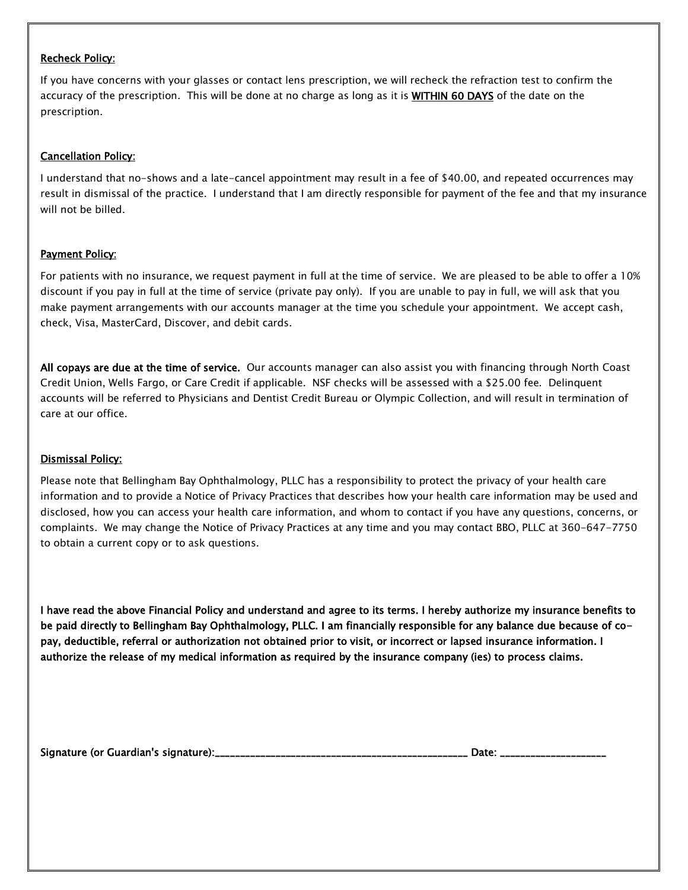Recheck Policy:

If you have concerns with your glasses or contact lens prescription, we will recheck the refraction test to confirm the accuracy of the prescription. This will be done at no charge as long as it is **WITHIN 60 DAYS** of the date on the prescription.

Cancellation Policy:

I understand that no-shows and a late-cancel appointment may result in a fee of $40.00, and repeated occurrences may result in dismissal of the practice. I understand that I am directly responsible for payment of the fee and that my insurance will not be billed.

Payment Policy:

For patients with no insurance, we request payment in full at the time of service. We are pleased to be able to offer a 10% discount if you pay in full at the time of service (private pay only). If you are unable to pay in full, we will ask that you make payment arrangements with our accounts manager at the time you schedule your appointment. We accept cash, check, Visa, MasterCard, Discover, and debit cards.

**All copays are due at the time of service.** Our accounts manager can also assist you with financing through North Coast Credit Union, Wells Fargo, or Care Credit if applicable. NSF checks will be assessed with a $25.00 fee. Delinquent accounts will be referred to Physicians and Dentist Credit Bureau or Olympic Collection, and will result in termination of care at our office.

Dismissal Policy:

Please note that Bellingham Bay Ophthalmology, PLLC has a responsibility to protect the privacy of your health care information and to provide a Notice of Privacy Practices that describes how your health care information may be used and disclosed, how you can access your health care information, and whom to contact if you have any questions, concerns, or complaints. We may change the Notice of Privacy Practices at any time and you may contact BBO, PLLC at 360-647-7750 to obtain a current copy or to ask questions.

**I have read the above Financial Policy and understand and agree to its terms. I hereby authorize my insurance benefits to be paid directly to Bellingham Bay Ophthalmology, PLLC. I am financially responsible for any balance due because of co-pay, deductible, referral or authorization not obtained prior to visit, or incorrect or lapsed insurance information. I authorize the release of my medical information as required by the insurance company (ies) to process claims.**

**Signature (or Guardian's signature):\_\_\_\_\_\_\_\_\_\_\_\_\_\_\_\_\_\_\_\_\_\_\_\_\_\_\_\_\_\_\_\_\_\_\_\_\_\_\_\_\_\_\_\_\_\_\_\_ Date: \_\_\_\_\_\_\_\_\_\_\_\_\_\_\_\_\_\_\_\_**